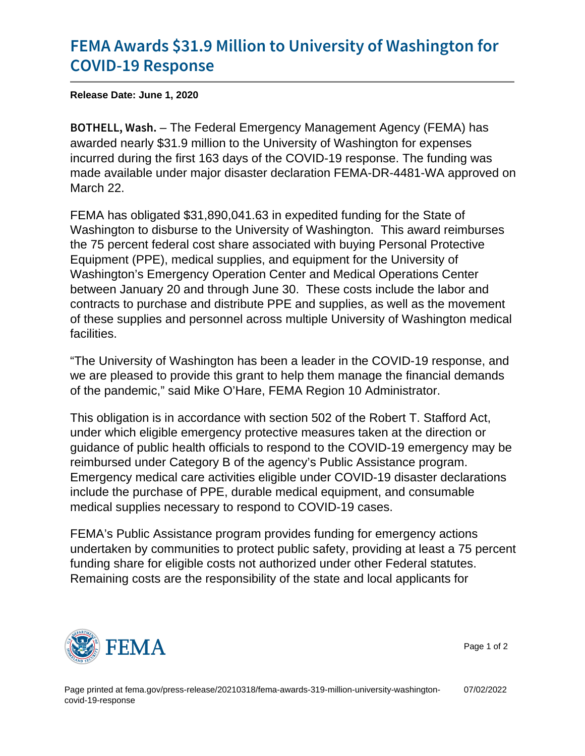# FEMA Awards $31.9 Million to University of Washington for COVID-19 Response

**Release Date: June 1, 2020**

**BOTHELL, Wash.** – The Federal Emergency Management Agency (FEMA) has awarded nearly $31.9 million to the University of Washington for expenses incurred during the first 163 days of the COVID-19 response. The funding was made available under major disaster declaration FEMA-DR-4481-WA approved on March 22.

FEMA has obligated $31,890,041.63 in expedited funding for the State of Washington to disburse to the University of Washington. This award reimburses the 75 percent federal cost share associated with buying Personal Protective Equipment (PPE), medical supplies, and equipment for the University of Washington's Emergency Operation Center and Medical Operations Center between January 20 and through June 30. These costs include the labor and contracts to purchase and distribute PPE and supplies, as well as the movement of these supplies and personnel across multiple University of Washington medical facilities.

"The University of Washington has been a leader in the COVID-19 response, and we are pleased to provide this grant to help them manage the financial demands of the pandemic," said Mike O'Hare, FEMA Region 10 Administrator.

This obligation is in accordance with section 502 of the Robert T. Stafford Act, under which eligible emergency protective measures taken at the direction or guidance of public health officials to respond to the COVID-19 emergency may be reimbursed under Category B of the agency's Public Assistance program. Emergency medical care activities eligible under COVID-19 disaster declarations include the purchase of PPE, durable medical equipment, and consumable medical supplies necessary to respond to COVID-19 cases.

FEMA's Public Assistance program provides funding for emergency actions undertaken by communities to protect public safety, providing at least a 75 percent funding share for eligible costs not authorized under other Federal statutes. Remaining costs are the responsibility of the state and local applicants for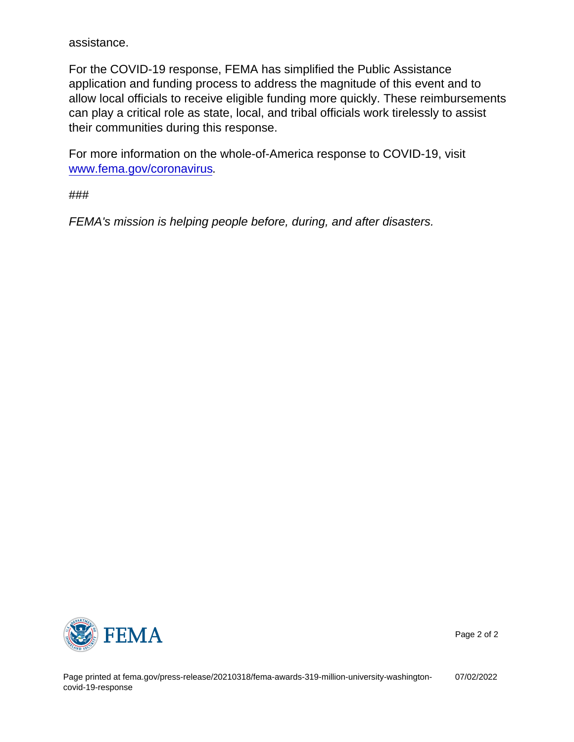assistance.

For the COVID-19 response, FEMA has simplified the Public Assistance application and funding process to address the magnitude of this event and to allow local officials to receive eligible funding more quickly. These reimbursements can play a critical role as state, local, and tribal officials work tirelessly to assist their communities during this response.

For more information on the whole-of-America response to COVID-19, visit [www.fema.gov/coronavirus](http://www.fema.gov/coronavirus).

###

*FEMA's mission is helping people before, during, and after disasters.*